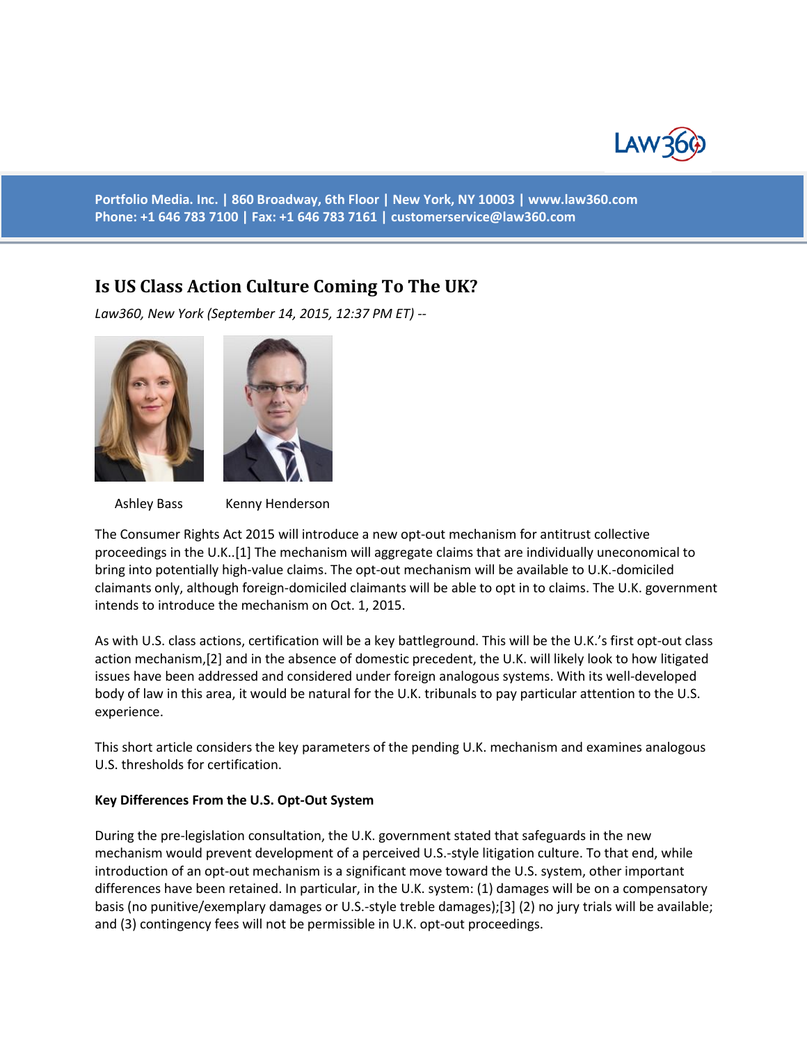Portfolio Media. Inc. | 860 Broadway, 6th Floor | New York, NY 10003 | www.law360.com
Phone: +1 646 783 7100 | Fax: +1 646 783 7161 | customerservice@law360.com

# Is US Class Action Culture Coming To The UK?

*Law360, New York (September 14, 2015, 12:37 PM ET) --*

Ashley Bass    Kenny Henderson

The Consumer Rights Act 2015 will introduce a new opt-out mechanism for antitrust collective proceedings in the U.K..[1] The mechanism will aggregate claims that are individually uneconomical to bring into potentially high-value claims. The opt-out mechanism will be available to U.K.-domiciled claimants only, although foreign-domiciled claimants will be able to opt in to claims. The U.K. government intends to introduce the mechanism on Oct. 1, 2015.

As with U.S. class actions, certification will be a key battleground. This will be the U.K.'s first opt-out class action mechanism,[2] and in the absence of domestic precedent, the U.K. will likely look to how litigated issues have been addressed and considered under foreign analogous systems. With its well-developed body of law in this area, it would be natural for the U.K. tribunals to pay particular attention to the U.S. experience.

This short article considers the key parameters of the pending U.K. mechanism and examines analogous U.S. thresholds for certification.

**Key Differences From the U.S. Opt-Out System**

During the pre-legislation consultation, the U.K. government stated that safeguards in the new mechanism would prevent development of a perceived U.S.-style litigation culture. To that end, while introduction of an opt-out mechanism is a significant move toward the U.S. system, other important differences have been retained. In particular, in the U.K. system: (1) damages will be on a compensatory basis (no punitive/exemplary damages or U.S.-style treble damages);[3] (2) no jury trials will be available; and (3) contingency fees will not be permissible in U.K. opt-out proceedings.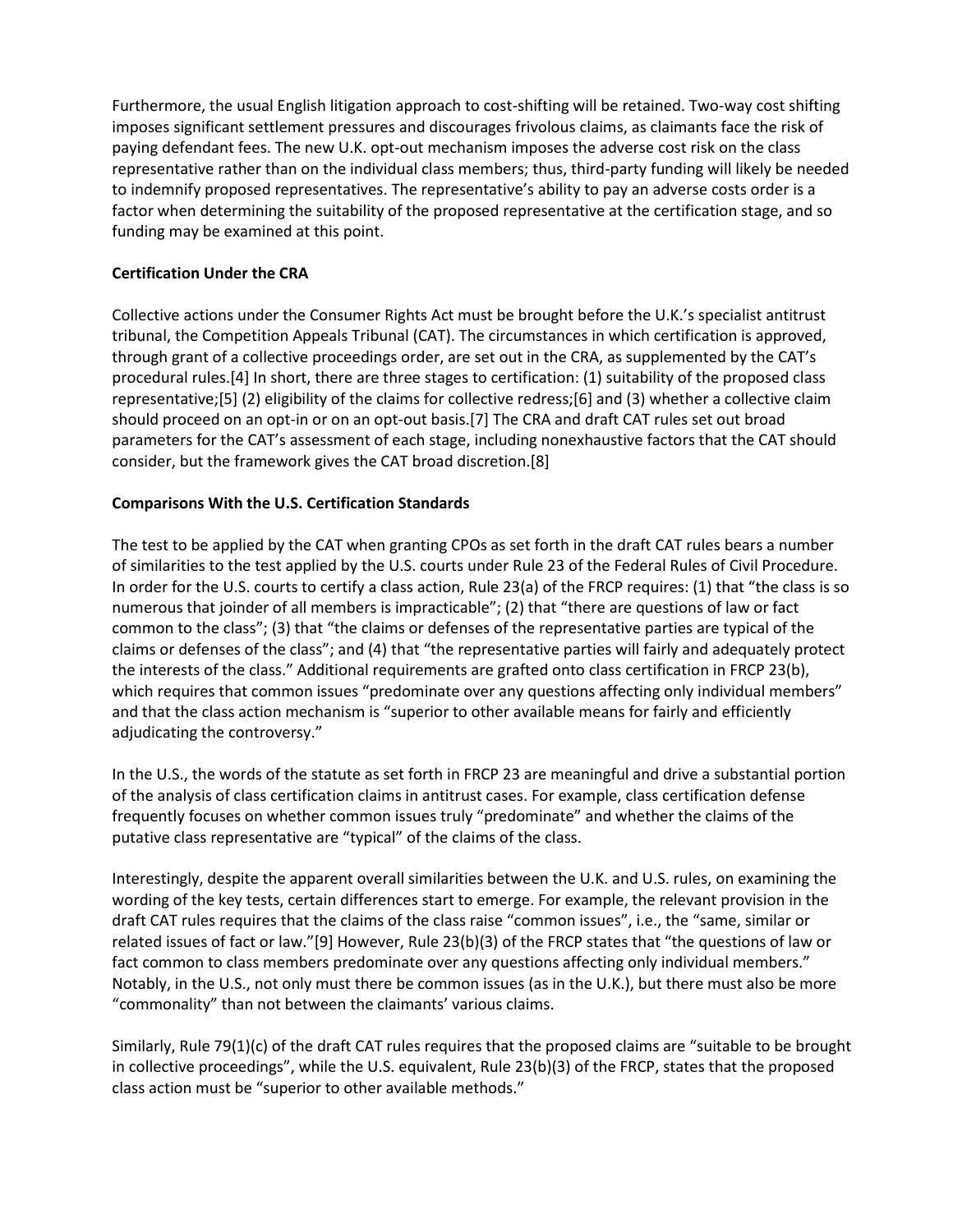Furthermore, the usual English litigation approach to cost-shifting will be retained. Two-way cost shifting imposes significant settlement pressures and discourages frivolous claims, as claimants face the risk of paying defendant fees. The new U.K. opt-out mechanism imposes the adverse cost risk on the class representative rather than on the individual class members; thus, third-party funding will likely be needed to indemnify proposed representatives. The representative's ability to pay an adverse costs order is a factor when determining the suitability of the proposed representative at the certification stage, and so funding may be examined at this point.

**Certification Under the CRA**

Collective actions under the Consumer Rights Act must be brought before the U.K.'s specialist antitrust tribunal, the Competition Appeals Tribunal (CAT). The circumstances in which certification is approved, through grant of a collective proceedings order, are set out in the CRA, as supplemented by the CAT's procedural rules.[4] In short, there are three stages to certification: (1) suitability of the proposed class representative;[5] (2) eligibility of the claims for collective redress;[6] and (3) whether a collective claim should proceed on an opt-in or on an opt-out basis.[7] The CRA and draft CAT rules set out broad parameters for the CAT's assessment of each stage, including nonexhaustive factors that the CAT should consider, but the framework gives the CAT broad discretion.[8]

**Comparisons With the U.S. Certification Standards**

The test to be applied by the CAT when granting CPOs as set forth in the draft CAT rules bears a number of similarities to the test applied by the U.S. courts under Rule 23 of the Federal Rules of Civil Procedure. In order for the U.S. courts to certify a class action, Rule 23(a) of the FRCP requires: (1) that "the class is so numerous that joinder of all members is impracticable"; (2) that "there are questions of law or fact common to the class"; (3) that "the claims or defenses of the representative parties are typical of the claims or defenses of the class"; and (4) that "the representative parties will fairly and adequately protect the interests of the class." Additional requirements are grafted onto class certification in FRCP 23(b), which requires that common issues "predominate over any questions affecting only individual members" and that the class action mechanism is "superior to other available means for fairly and efficiently adjudicating the controversy."

In the U.S., the words of the statute as set forth in FRCP 23 are meaningful and drive a substantial portion of the analysis of class certification claims in antitrust cases. For example, class certification defense frequently focuses on whether common issues truly "predominate" and whether the claims of the putative class representative are "typical" of the claims of the class.

Interestingly, despite the apparent overall similarities between the U.K. and U.S. rules, on examining the wording of the key tests, certain differences start to emerge. For example, the relevant provision in the draft CAT rules requires that the claims of the class raise "common issues", i.e., the "same, similar or related issues of fact or law."[9] However, Rule 23(b)(3) of the FRCP states that "the questions of law or fact common to class members predominate over any questions affecting only individual members." Notably, in the U.S., not only must there be common issues (as in the U.K.), but there must also be more "commonality" than not between the claimants' various claims.

Similarly, Rule 79(1)(c) of the draft CAT rules requires that the proposed claims are "suitable to be brought in collective proceedings", while the U.S. equivalent, Rule 23(b)(3) of the FRCP, states that the proposed class action must be "superior to other available methods."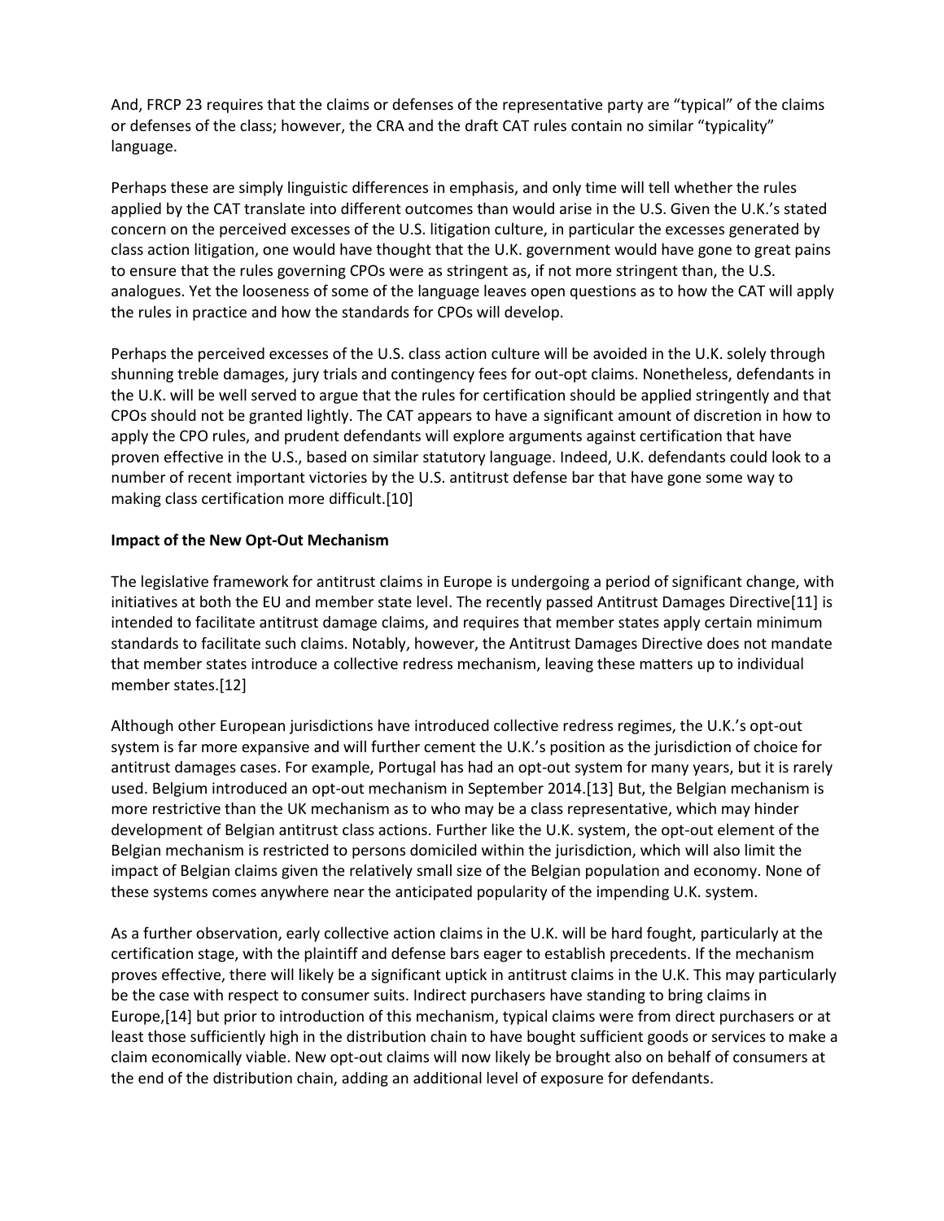And, FRCP 23 requires that the claims or defenses of the representative party are "typical" of the claims or defenses of the class; however, the CRA and the draft CAT rules contain no similar "typicality" language.

Perhaps these are simply linguistic differences in emphasis, and only time will tell whether the rules applied by the CAT translate into different outcomes than would arise in the U.S. Given the U.K.'s stated concern on the perceived excesses of the U.S. litigation culture, in particular the excesses generated by class action litigation, one would have thought that the U.K. government would have gone to great pains to ensure that the rules governing CPOs were as stringent as, if not more stringent than, the U.S. analogues. Yet the looseness of some of the language leaves open questions as to how the CAT will apply the rules in practice and how the standards for CPOs will develop.

Perhaps the perceived excesses of the U.S. class action culture will be avoided in the U.K. solely through shunning treble damages, jury trials and contingency fees for out-opt claims. Nonetheless, defendants in the U.K. will be well served to argue that the rules for certification should be applied stringently and that CPOs should not be granted lightly. The CAT appears to have a significant amount of discretion in how to apply the CPO rules, and prudent defendants will explore arguments against certification that have proven effective in the U.S., based on similar statutory language. Indeed, U.K. defendants could look to a number of recent important victories by the U.S. antitrust defense bar that have gone some way to making class certification more difficult.[10]

**Impact of the New Opt-Out Mechanism**

The legislative framework for antitrust claims in Europe is undergoing a period of significant change, with initiatives at both the EU and member state level. The recently passed Antitrust Damages Directive[11] is intended to facilitate antitrust damage claims, and requires that member states apply certain minimum standards to facilitate such claims. Notably, however, the Antitrust Damages Directive does not mandate that member states introduce a collective redress mechanism, leaving these matters up to individual member states.[12]

Although other European jurisdictions have introduced collective redress regimes, the U.K.'s opt-out system is far more expansive and will further cement the U.K.'s position as the jurisdiction of choice for antitrust damages cases. For example, Portugal has had an opt-out system for many years, but it is rarely used. Belgium introduced an opt-out mechanism in September 2014.[13] But, the Belgian mechanism is more restrictive than the UK mechanism as to who may be a class representative, which may hinder development of Belgian antitrust class actions. Further like the U.K. system, the opt-out element of the Belgian mechanism is restricted to persons domiciled within the jurisdiction, which will also limit the impact of Belgian claims given the relatively small size of the Belgian population and economy. None of these systems comes anywhere near the anticipated popularity of the impending U.K. system.

As a further observation, early collective action claims in the U.K. will be hard fought, particularly at the certification stage, with the plaintiff and defense bars eager to establish precedents. If the mechanism proves effective, there will likely be a significant uptick in antitrust claims in the U.K. This may particularly be the case with respect to consumer suits. Indirect purchasers have standing to bring claims in Europe,[14] but prior to introduction of this mechanism, typical claims were from direct purchasers or at least those sufficiently high in the distribution chain to have bought sufficient goods or services to make a claim economically viable. New opt-out claims will now likely be brought also on behalf of consumers at the end of the distribution chain, adding an additional level of exposure for defendants.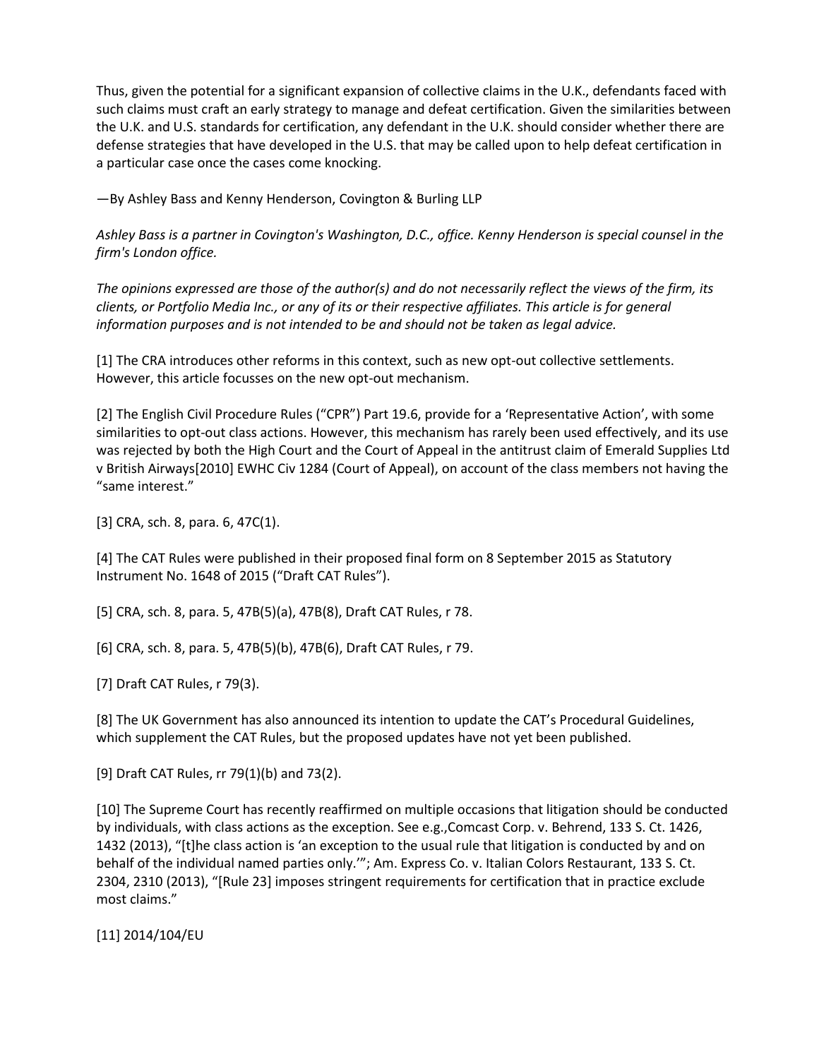Thus, given the potential for a significant expansion of collective claims in the U.K., defendants faced with such claims must craft an early strategy to manage and defeat certification. Given the similarities between the U.K. and U.S. standards for certification, any defendant in the U.K. should consider whether there are defense strategies that have developed in the U.S. that may be called upon to help defeat certification in a particular case once the cases come knocking.

—By Ashley Bass and Kenny Henderson, Covington & Burling LLP

*Ashley Bass is a partner in Covington's Washington, D.C., office. Kenny Henderson is special counsel in the firm's London office.*

*The opinions expressed are those of the author(s) and do not necessarily reflect the views of the firm, its clients, or Portfolio Media Inc., or any of its or their respective affiliates. This article is for general information purposes and is not intended to be and should not be taken as legal advice.*

[1] The CRA introduces other reforms in this context, such as new opt-out collective settlements. However, this article focusses on the new opt-out mechanism.

[2] The English Civil Procedure Rules ("CPR") Part 19.6, provide for a 'Representative Action', with some similarities to opt-out class actions. However, this mechanism has rarely been used effectively, and its use was rejected by both the High Court and the Court of Appeal in the antitrust claim of Emerald Supplies Ltd v British Airways[2010] EWHC Civ 1284 (Court of Appeal), on account of the class members not having the "same interest."

[3] CRA, sch. 8, para. 6, 47C(1).

[4] The CAT Rules were published in their proposed final form on 8 September 2015 as Statutory Instrument No. 1648 of 2015 ("Draft CAT Rules").

[5] CRA, sch. 8, para. 5, 47B(5)(a), 47B(8), Draft CAT Rules, r 78.

[6] CRA, sch. 8, para. 5, 47B(5)(b), 47B(6), Draft CAT Rules, r 79.

[7] Draft CAT Rules, r 79(3).

[8] The UK Government has also announced its intention to update the CAT's Procedural Guidelines, which supplement the CAT Rules, but the proposed updates have not yet been published.

[9] Draft CAT Rules, rr 79(1)(b) and 73(2).

[10] The Supreme Court has recently reaffirmed on multiple occasions that litigation should be conducted by individuals, with class actions as the exception. See e.g.,Comcast Corp. v. Behrend, 133 S. Ct. 1426, 1432 (2013), "[t]he class action is 'an exception to the usual rule that litigation is conducted by and on behalf of the individual named parties only.'"; Am. Express Co. v. Italian Colors Restaurant, 133 S. Ct. 2304, 2310 (2013), "[Rule 23] imposes stringent requirements for certification that in practice exclude most claims."

[11] 2014/104/EU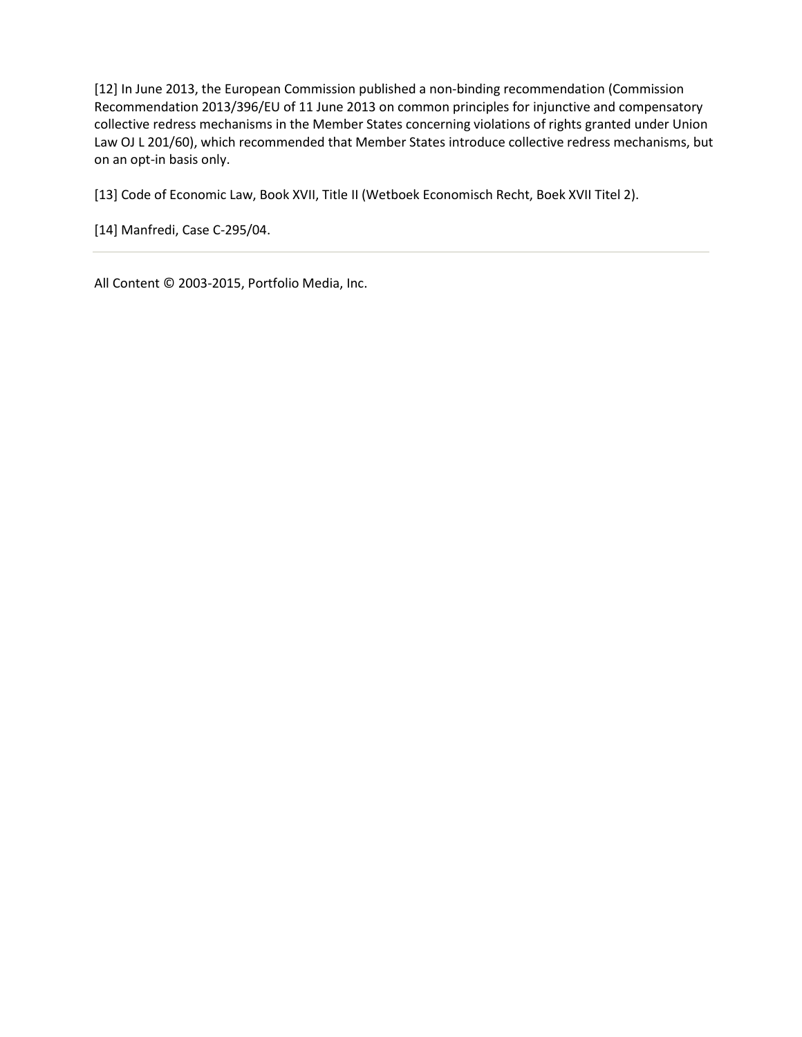[12] In June 2013, the European Commission published a non-binding recommendation (Commission Recommendation 2013/396/EU of 11 June 2013 on common principles for injunctive and compensatory collective redress mechanisms in the Member States concerning violations of rights granted under Union Law OJ L 201/60), which recommended that Member States introduce collective redress mechanisms, but on an opt-in basis only.

[13] Code of Economic Law, Book XVII, Title II (Wetboek Economisch Recht, Boek XVII Titel 2).

[14] Manfredi, Case C-295/04.

---

All Content © 2003-2015, Portfolio Media, Inc.